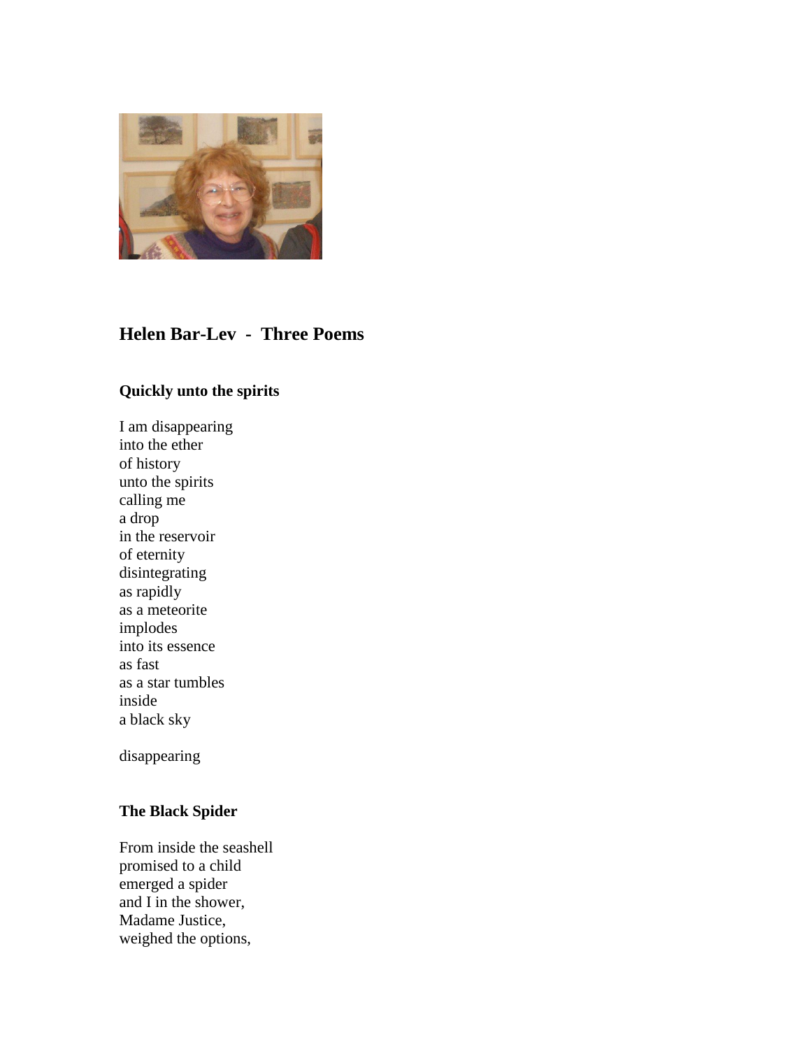## Helen Bar-Lev - Three Poems

### Quickly unto the spirits

I am disappearing  
into the ether  
of history  
unto the spirits  
calling me  
a drop  
in the reservoir  
of eternity  
disintegrating  
as rapidly  
as a meteorite  
implodes  
into its essence  
as fast  
as a star tumbles  
inside  
a black sky

disappearing

### The Black Spider

From inside the seashell  
promised to a child  
emerged a spider  
and I in the shower,  
Madame Justice,  
weighed the options,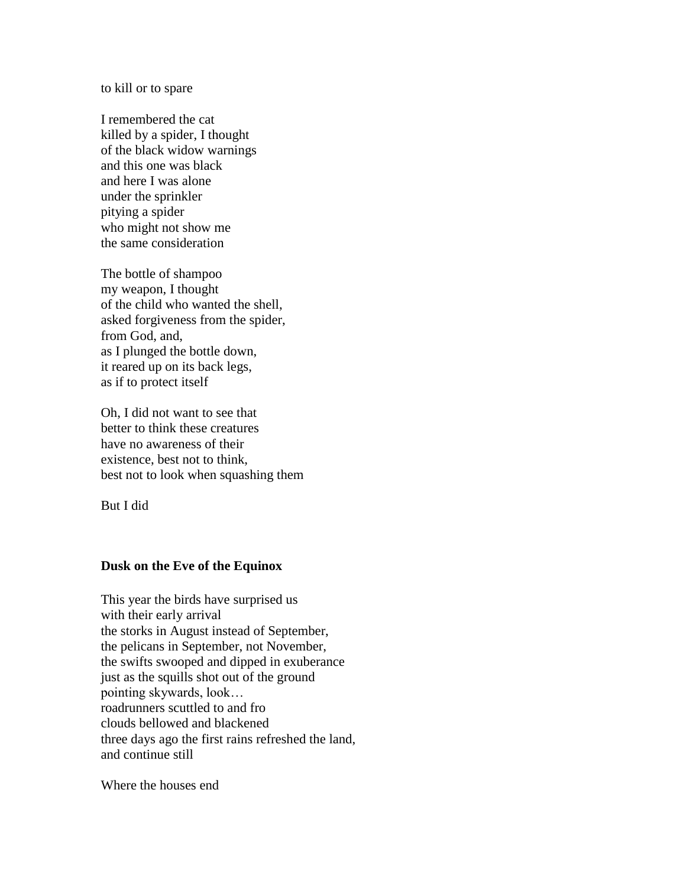to kill or to spare

I remembered the cat  
killed by a spider, I thought  
of the black widow warnings  
and this one was black  
and here I was alone  
under the sprinkler  
pitying a spider  
who might not show me  
the same consideration

The bottle of shampoo  
my weapon, I thought  
of the child who wanted the shell,  
asked forgiveness from the spider,  
from God, and,  
as I plunged the bottle down,  
it reared up on its back legs,  
as if to protect itself

Oh, I did not want to see that  
better to think these creatures  
have no awareness of their  
existence, best not to think,  
best not to look when squashing them

But I did

**Dusk on the Eve of the Equinox**

This year the birds have surprised us  
with their early arrival  
the storks in August instead of September,  
the pelicans in September, not November,  
the swifts swooped and dipped in exuberance  
just as the squills shot out of the ground  
pointing skywards, look…  
roadrunners scuttled to and fro  
clouds bellowed and blackened  
three days ago the first rains refreshed the land,  
and continue still

Where the houses end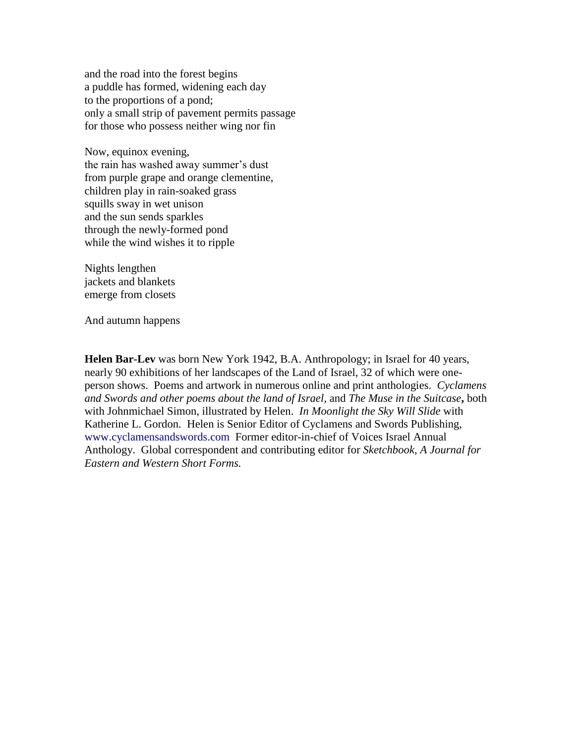and the road into the forest begins
a puddle has formed, widening each day
to the proportions of a pond;
only a small strip of pavement permits passage
for those who possess neither wing nor fin

Now, equinox evening,
the rain has washed away summer's dust
from purple grape and orange clementine,
children play in rain-soaked grass
squills sway in wet unison
and the sun sends sparkles
through the newly-formed pond
while the wind wishes it to ripple

Nights lengthen
jackets and blankets
emerge from closets

And autumn happens

**Helen Bar-Lev** was born New York 1942, B.A. Anthropology; in Israel for 40 years, nearly 90 exhibitions of her landscapes of the Land of Israel, 32 of which were one-person shows. Poems and artwork in numerous online and print anthologies. *Cyclamens and Swords and other poems about the land of Israel*, and *The Muse in the Suitcase***,** both with Johnmichael Simon, illustrated by Helen. *In Moonlight the Sky Will Slide* with Katherine L. Gordon. Helen is Senior Editor of Cyclamens and Swords Publishing, www.cyclamensandswords.com Former editor-in-chief of Voices Israel Annual Anthology. Global correspondent and contributing editor for *Sketchbook, A Journal for Eastern and Western Short Forms.*